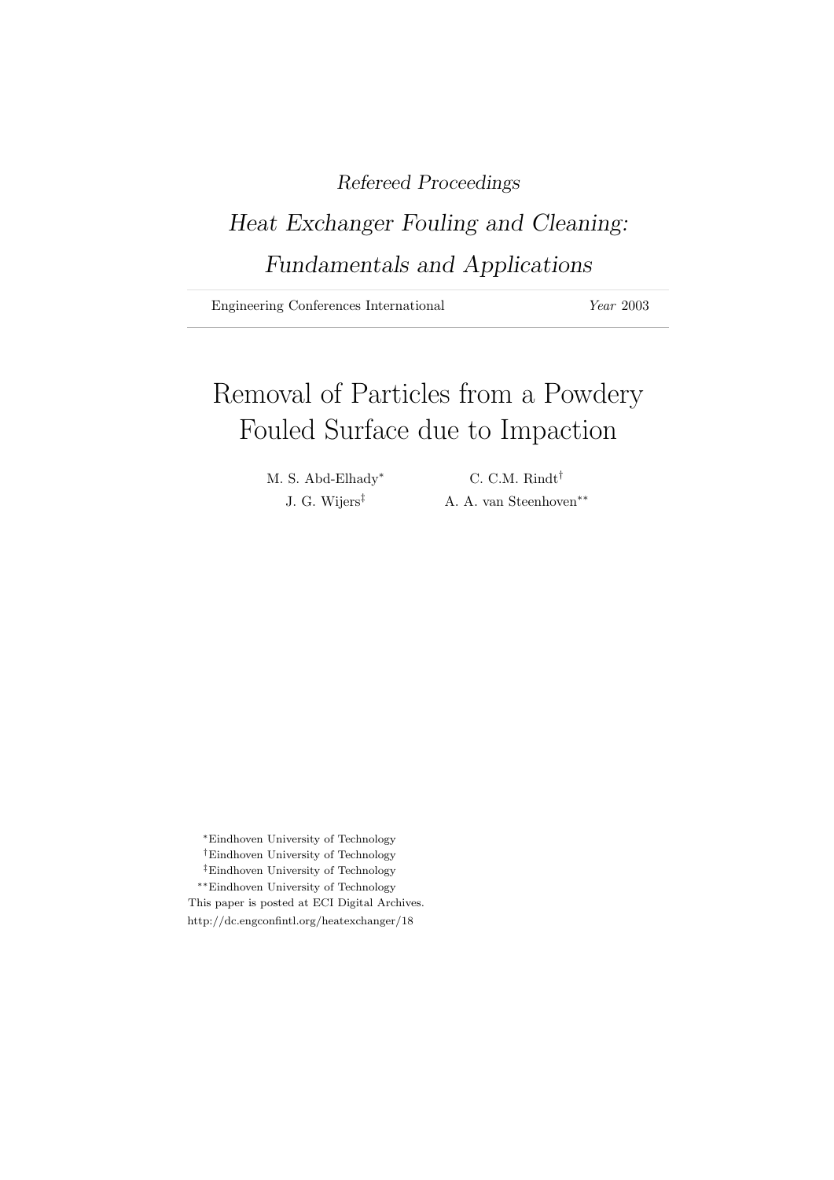*Refereed Proceedings*

*Heat Exchanger Fouling and Cleaning: Fundamentals and Applications*

Engineering Conferences International *Year* 2003

# Removal of Particles from a Powdery Fouled Surface due to Impaction

M. S. Abd-Elhady[*] C. C.M. Rindt[†]
J. G. Wijers[‡] A. A. van Steenhoven[**]

[*]Eindhoven University of Technology
[†]Eindhoven University of Technology
[‡]Eindhoven University of Technology
[**]Eindhoven University of Technology
This paper is posted at ECI Digital Archives.
http://dc.engconfintl.org/heatexchanger/18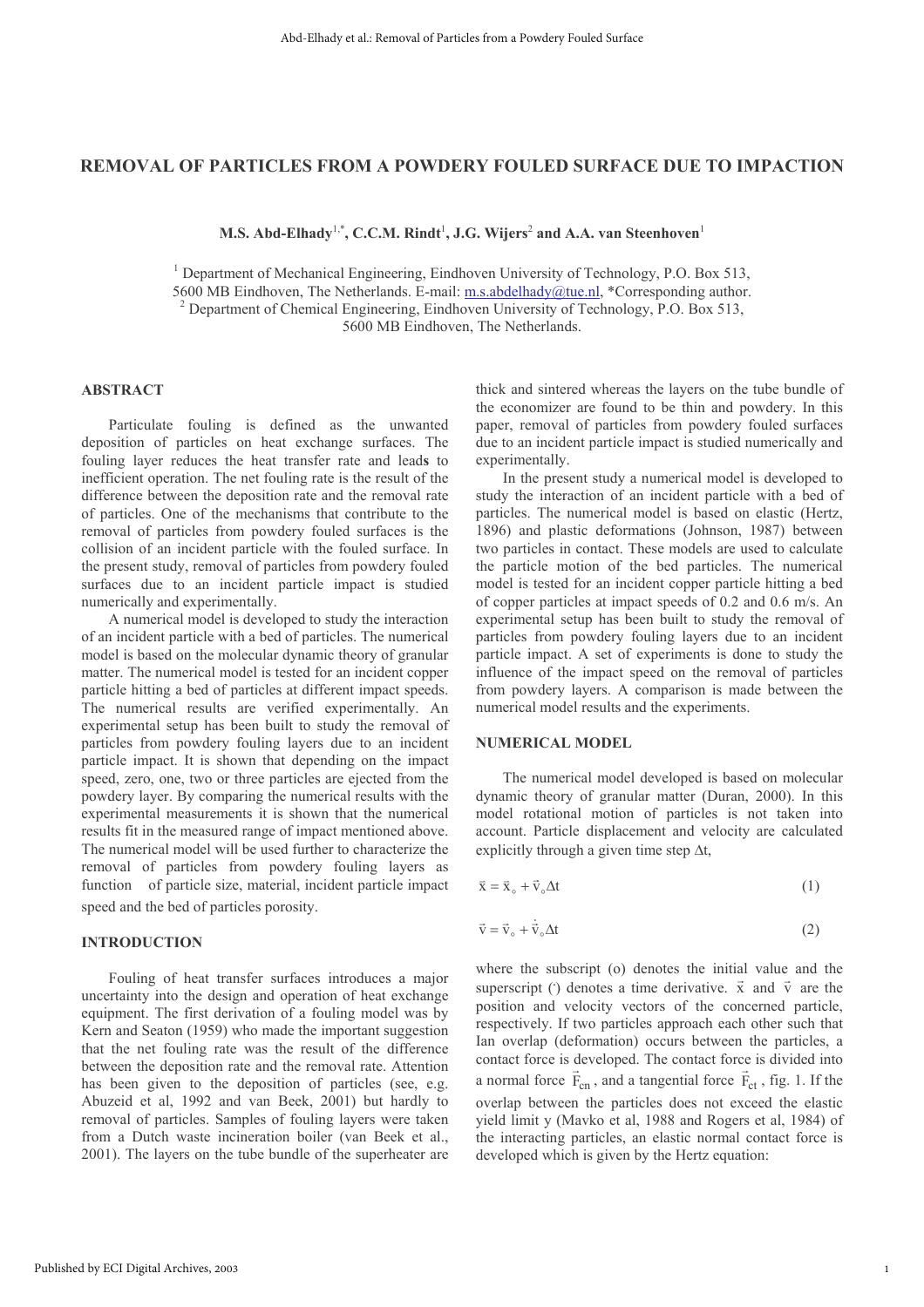# REMOVAL OF PARTICLES FROM A POWDERY FOULED SURFACE DUE TO IMPACTION

**M.S. Abd-Elhady[1,*], C.C.M. Rindt[1], J.G. Wijers[2] and A.A. van Steenhoven[1]**

[1] Department of Mechanical Engineering, Eindhoven University of Technology, P.O. Box 513, 5600 MB Eindhoven, The Netherlands. E-mail: m.s.abdelhady@tue.nl, *Corresponding author.
[2] Department of Chemical Engineering, Eindhoven University of Technology, P.O. Box 513, 5600 MB Eindhoven, The Netherlands.

## ABSTRACT

Particulate fouling is defined as the unwanted deposition of particles on heat exchange surfaces. The fouling layer reduces the heat transfer rate and leads to inefficient operation. The net fouling rate is the result of the difference between the deposition rate and the removal rate of particles. One of the mechanisms that contribute to the removal of particles from powdery fouled surfaces is the collision of an incident particle with the fouled surface. In the present study, removal of particles from powdery fouled surfaces due to an incident particle impact is studied numerically and experimentally.

A numerical model is developed to study the interaction of an incident particle with a bed of particles. The numerical model is based on the molecular dynamic theory of granular matter. The numerical model is tested for an incident copper particle hitting a bed of particles at different impact speeds. The numerical results are verified experimentally. An experimental setup has been built to study the removal of particles from powdery fouling layers due to an incident particle impact. It is shown that depending on the impact speed, zero, one, two or three particles are ejected from the powdery layer. By comparing the numerical results with the experimental measurements it is shown that the numerical results fit in the measured range of impact mentioned above. The numerical model will be used further to characterize the removal of particles from powdery fouling layers as function of particle size, material, incident particle impact speed and the bed of particles porosity.

## INTRODUCTION

Fouling of heat transfer surfaces introduces a major uncertainty into the design and operation of heat exchange equipment. The first derivation of a fouling model was by Kern and Seaton (1959) who made the important suggestion that the net fouling rate was the result of the difference between the deposition rate and the removal rate. Attention has been given to the deposition of particles (see, e.g. Abuzeid et al, 1992 and van Beek, 2001) but hardly to removal of particles. Samples of fouling layers were taken from a Dutch waste incineration boiler (van Beek et al., 2001). The layers on the tube bundle of the superheater are thick and sintered whereas the layers on the tube bundle of the economizer are found to be thin and powdery. In this paper, removal of particles from powdery fouled surfaces due to an incident particle impact is studied numerically and experimentally.

In the present study a numerical model is developed to study the interaction of an incident particle with a bed of particles. The numerical model is based on elastic (Hertz, 1896) and plastic deformations (Johnson, 1987) between two particles in contact. These models are used to calculate the particle motion of the bed particles. The numerical model is tested for an incident copper particle hitting a bed of copper particles at impact speeds of 0.2 and 0.6 m/s. An experimental setup has been built to study the removal of particles from powdery fouling layers due to an incident particle impact. A set of experiments is done to study the influence of the impact speed on the removal of particles from powdery layers. A comparison is made between the numerical model results and the experiments.

## NUMERICAL MODEL

The numerical model developed is based on molecular dynamic theory of granular matter (Duran, 2000). In this model rotational motion of particles is not taken into account. Particle displacement and velocity are calculated explicitly through a given time step $\Delta t$,

$$\vec{x} = \vec{x}_o + \vec{v}_o \Delta t \tag{1}$$

$$\vec{v} = \vec{v}_o + \dot{\vec{v}}_o \Delta t \tag{2}$$

where the subscript (o) denotes the initial value and the superscript ($\dot{}$) denotes a time derivative. $\vec{x}$ and $\vec{v}$ are the position and velocity vectors of the concerned particle, respectively. If two particles approach each other such that Ian overlap (deformation) occurs between the particles, a contact force is developed. The contact force is divided into a normal force $\vec{F}_{cn}$, and a tangential force $\vec{F}_{ct}$, fig. 1. If the overlap between the particles does not exceed the elastic yield limit y (Mavko et al, 1988 and Rogers et al, 1984) of the interacting particles, an elastic normal contact force is developed which is given by the Hertz equation: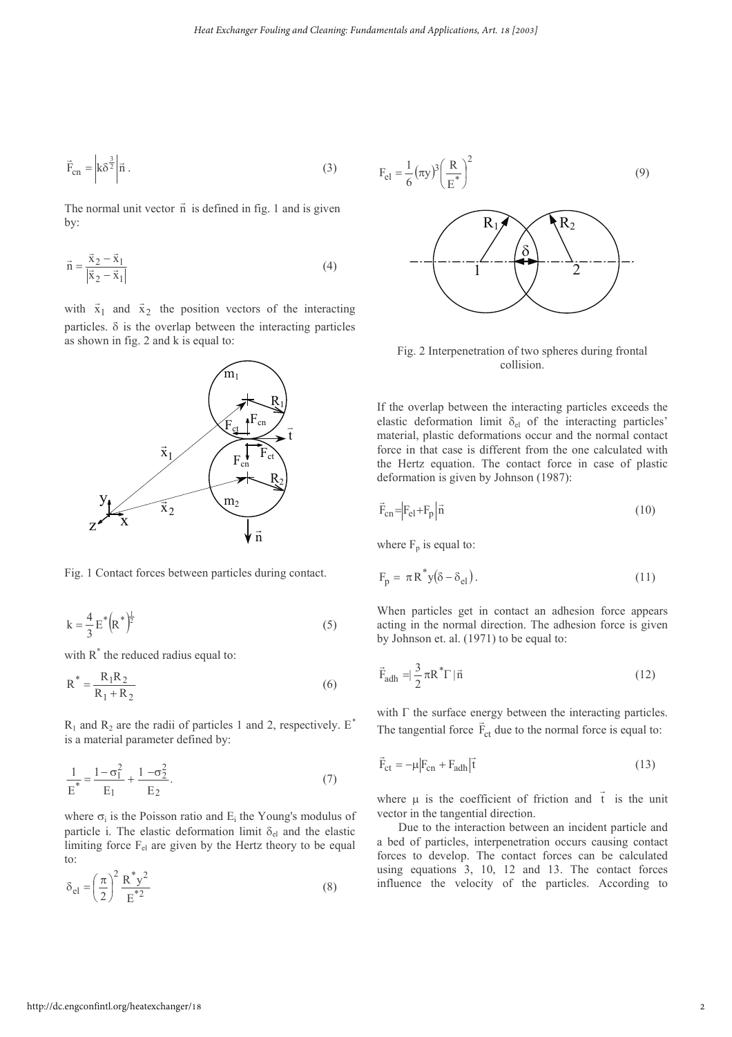$$\vec{F}_{cn} = \left| k\delta^{\frac{3}{2}} \right| \vec{n} \,. \tag{3}$$

The normal unit vector $\vec{n}$ is defined in fig. 1 and is given by:

$$\vec{n} = \frac{\vec{x}_2 - \vec{x}_1}{\left| \vec{x}_2 - \vec{x}_1 \right|} \tag{4}$$

with $\vec{x}_1$ and $\vec{x}_2$ the position vectors of the interacting particles. $\delta$ is the overlap between the interacting particles as shown in fig. 2 and k is equal to:

Fig. 1 Contact forces between particles during contact.

$$k = \frac{4}{3} E^* \left( R^* \right)^{\frac{1}{2}} \tag{5}$$

with $R^*$ the reduced radius equal to:

$$R^* = \frac{R_1 R_2}{R_1 + R_2} \tag{6}$$

$R_1$ and $R_2$ are the radii of particles 1 and 2, respectively. $E^*$ is a material parameter defined by:

$$\frac{1}{E^*} = \frac{1 - \sigma_1^2}{E_1} + \frac{1 - \sigma_2^2}{E_2} . \tag{7}$$

where $\sigma_i$ is the Poisson ratio and $E_i$ the Young's modulus of particle i. The elastic deformation limit $\delta_{el}$ and the elastic limiting force $F_{el}$ are given by the Hertz theory to be equal to:

$$\delta_{el} = \left( \frac{\pi}{2} \right)^2 \frac{R^* y^2}{E^{*2}} \tag{8}$$

$$F_{el} = \frac{1}{6} (\pi y)^3 \left( \frac{R}{E^*} \right)^2 \tag{9}$$

Fig. 2 Interpenetration of two spheres during frontal collision.

If the overlap between the interacting particles exceeds the elastic deformation limit $\delta_{el}$ of the interacting particles' material, plastic deformations occur and the normal contact force in that case is different from the one calculated with the Hertz equation. The contact force in case of plastic deformation is given by Johnson (1987):

$$\vec{F}_{cn} = \left| F_{el} + F_p \right| \vec{n} \tag{10}$$

where $F_p$ is equal to:

$$F_p = \pi R^* y \left( \delta - \delta_{el} \right) . \tag{11}$$

When particles get in contact an adhesion force appears acting in the normal direction. The adhesion force is given by Johnson et. al. (1971) to be equal to:

$$\vec{F}_{adh} = \left| \frac{3}{2} \pi R^* \Gamma \right| \vec{n} \tag{12}$$

with $\Gamma$ the surface energy between the interacting particles. The tangential force $\vec{F}_{ct}$ due to the normal force is equal to:

$$\vec{F}_{ct} = -\mu \left| F_{cn} + F_{adh} \right| \vec{t} \tag{13}$$

where $\mu$ is the coefficient of friction and $\vec{t}$ is the unit vector in the tangential direction.

Due to the interaction between an incident particle and a bed of particles, interpenetration occurs causing contact forces to develop. The contact forces can be calculated using equations 3, 10, 12 and 13. The contact forces influence the velocity of the particles. According to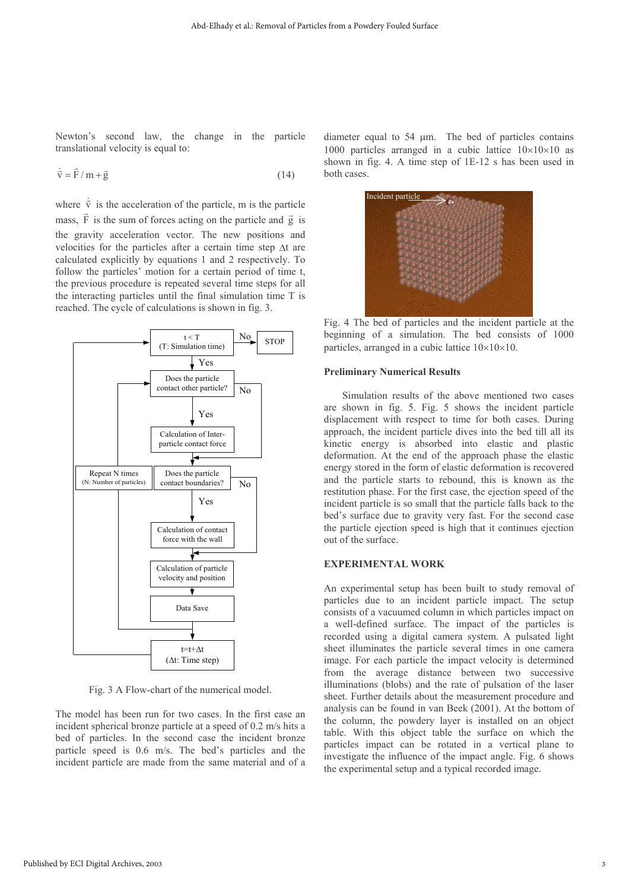Newton's second law, the change in the particle translational velocity is equal to:

$$\dot{\vec{v}} = \vec{F} / m + \vec{g} \tag{14}$$

where $\dot{\vec{v}}$ is the acceleration of the particle, m is the particle mass, $\vec{F}$ is the sum of forces acting on the particle and $\vec{g}$ is the gravity acceleration vector. The new positions and velocities for the particles after a certain time step $\Delta t$ are calculated explicitly by equations 1 and 2 respectively. To follow the particles' motion for a certain period of time t, the previous procedure is repeated several time steps for all the interacting particles until the final simulation time T is reached. The cycle of calculations is shown in fig. 3.

Fig. 3 A Flow-chart of the numerical model.

The model has been run for two cases. In the first case an incident spherical bronze particle at a speed of 0.2 m/s hits a bed of particles. In the second case the incident bronze particle speed is 0.6 m/s. The bed's particles and the incident particle are made from the same material and of a diameter equal to 54 μm. The bed of particles contains 1000 particles arranged in a cubic lattice 10×10×10 as shown in fig. 4. A time step of 1E-12 s has been used in both cases.

Fig. 4 The bed of particles and the incident particle at the beginning of a simulation. The bed consists of 1000 particles, arranged in a cubic lattice 10×10×10.

**Preliminary Numerical Results**

Simulation results of the above mentioned two cases are shown in fig. 5. Fig. 5 shows the incident particle displacement with respect to time for both cases. During approach, the incident particle dives into the bed till all its kinetic energy is absorbed into elastic and plastic deformation. At the end of the approach phase the elastic energy stored in the form of elastic deformation is recovered and the particle starts to rebound, this is known as the restitution phase. For the first case, the ejection speed of the incident particle is so small that the particle falls back to the bed's surface due to gravity very fast. For the second case the particle ejection speed is high that it continues ejection out of the surface.

## EXPERIMENTAL WORK

An experimental setup has been built to study removal of particles due to an incident particle impact. The setup consists of a vacuumed column in which particles impact on a well-defined surface. The impact of the particles is recorded using a digital camera system. A pulsated light sheet illuminates the particle several times in one camera image. For each particle the impact velocity is determined from the average distance between two successive illuminations (blobs) and the rate of pulsation of the laser sheet. Further details about the measurement procedure and analysis can be found in van Beek (2001). At the bottom of the column, the powdery layer is installed on an object table. With this object table the surface on which the particles impact can be rotated in a vertical plane to investigate the influence of the impact angle. Fig. 6 shows the experimental setup and a typical recorded image.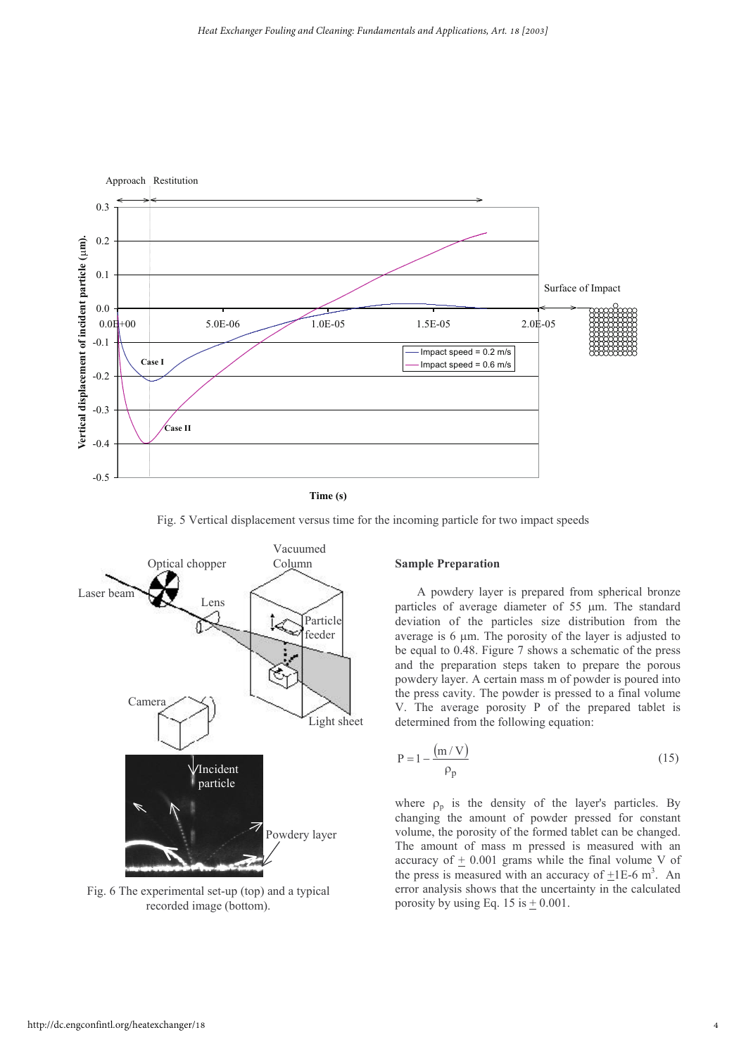Fig. 5 Vertical displacement versus time for the incoming particle for two impact speeds

Fig. 6 The experimental set-up (top) and a typical recorded image (bottom).

## Sample Preparation

A powdery layer is prepared from spherical bronze particles of average diameter of 55 μm. The standard deviation of the particles size distribution from the average is 6 μm. The porosity of the layer is adjusted to be equal to 0.48. Figure 7 shows a schematic of the press and the preparation steps taken to prepare the porous powdery layer. A certain mass m of powder is poured into the press cavity. The powder is pressed to a final volume V. The average porosity P of the prepared tablet is determined from the following equation:

$$P = 1 - \frac{(m/V)}{\rho_p} \tag{15}$$

where $\rho_p$ is the density of the layer's particles. By changing the amount of powder pressed for constant volume, the porosity of the formed tablet can be changed. The amount of mass m pressed is measured with an accuracy of $\pm$ 0.001 grams while the final volume V of the press is measured with an accuracy of $\pm$1E-6 $m^3$. An error analysis shows that the uncertainty in the calculated porosity by using Eq. 15 is $\pm$ 0.001.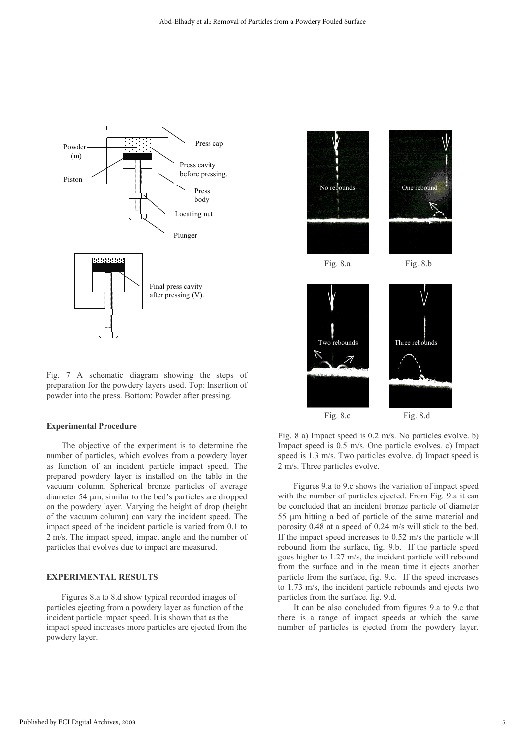Fig. 7 A schematic diagram showing the steps of preparation for the powdery layers used. Top: Insertion of powder into the press. Bottom: Powder after pressing.

Fig. 8 a) Impact speed is 0.2 m/s. No particles evolve. b) Impact speed is 0.5 m/s. One particle evolves. c) Impact speed is 1.3 m/s. Two particles evolve. d) Impact speed is 2 m/s. Three particles evolve.

### Experimental Procedure

The objective of the experiment is to determine the number of particles, which evolves from a powdery layer as function of an incident particle impact speed. The prepared powdery layer is installed on the table in the vacuum column. Spherical bronze particles of average diameter 54 µm, similar to the bed's particles are dropped on the powdery layer. Varying the height of drop (height of the vacuum column) can vary the incident speed. The impact speed of the incident particle is varied from 0.1 to 2 m/s. The impact speed, impact angle and the number of particles that evolves due to impact are measured.

## EXPERIMENTAL RESULTS

Figures 8.a to 8.d show typical recorded images of particles ejecting from a powdery layer as function of the incident particle impact speed. It is shown that as the impact speed increases more particles are ejected from the powdery layer.

Figures 9.a to 9.c shows the variation of impact speed with the number of particles ejected. From Fig. 9.a it can be concluded that an incident bronze particle of diameter 55 µm hitting a bed of particle of the same material and porosity 0.48 at a speed of 0.24 m/s will stick to the bed. If the impact speed increases to 0.52 m/s the particle will rebound from the surface, fig. 9.b. If the particle speed goes higher to 1.27 m/s, the incident particle will rebound from the surface and in the mean time it ejects another particle from the surface, fig. 9.c. If the speed increases to 1.73 m/s, the incident particle rebounds and ejects two particles from the surface, fig. 9.d.

It can be also concluded from figures 9.a to 9.c that there is a range of impact speeds at which the same number of particles is ejected from the powdery layer.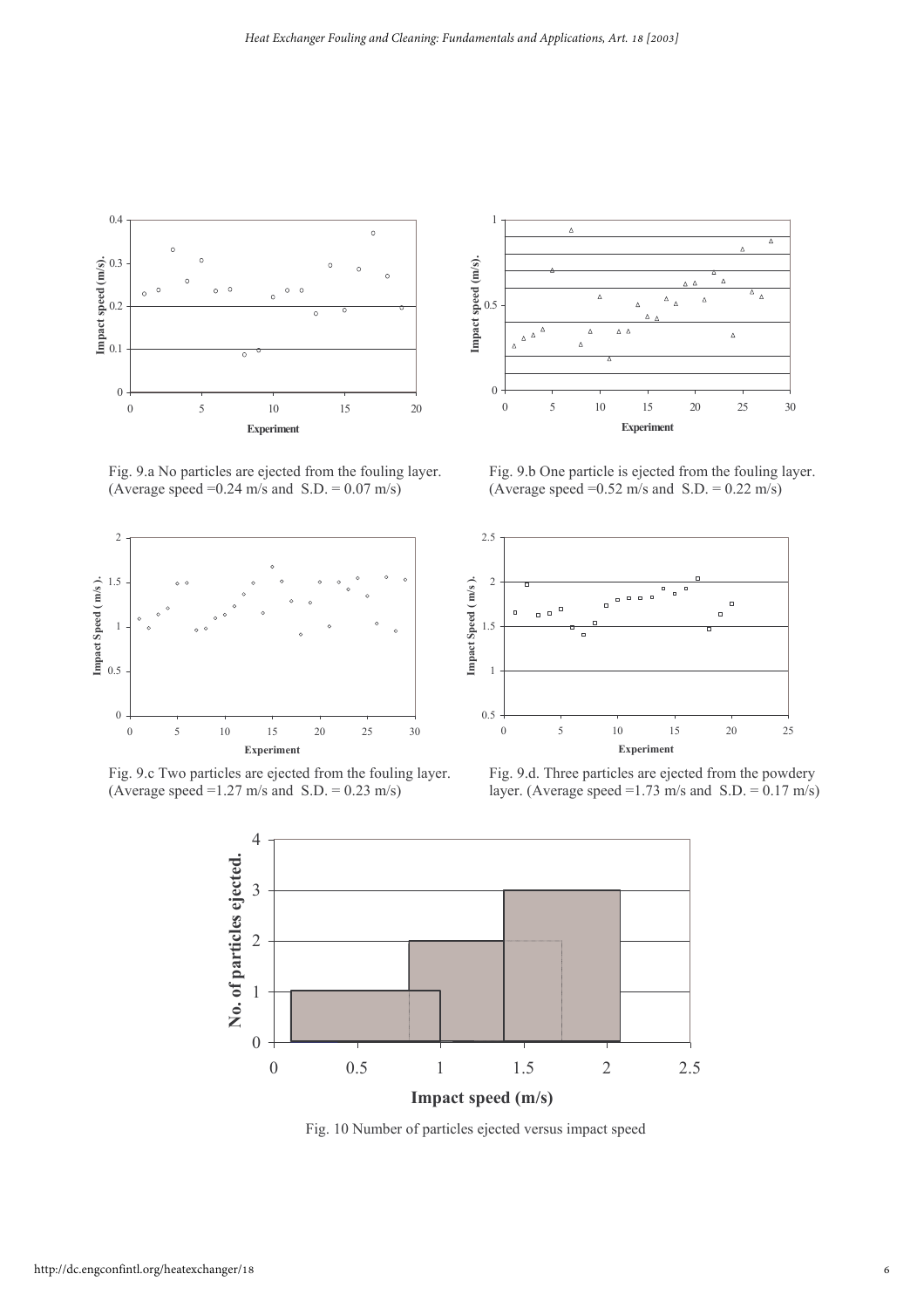Fig. 9.a No particles are ejected from the fouling layer. (Average speed =0.24 m/s and S.D. = 0.07 m/s)

Fig. 9.b One particle is ejected from the fouling layer. (Average speed =0.52 m/s and S.D. = 0.22 m/s)

Fig. 9.c Two particles are ejected from the fouling layer. (Average speed =1.27 m/s and S.D. = 0.23 m/s)

Fig. 9.d. Three particles are ejected from the powdery layer. (Average speed =1.73 m/s and S.D. = 0.17 m/s)

Fig. 10 Number of particles ejected versus impact speed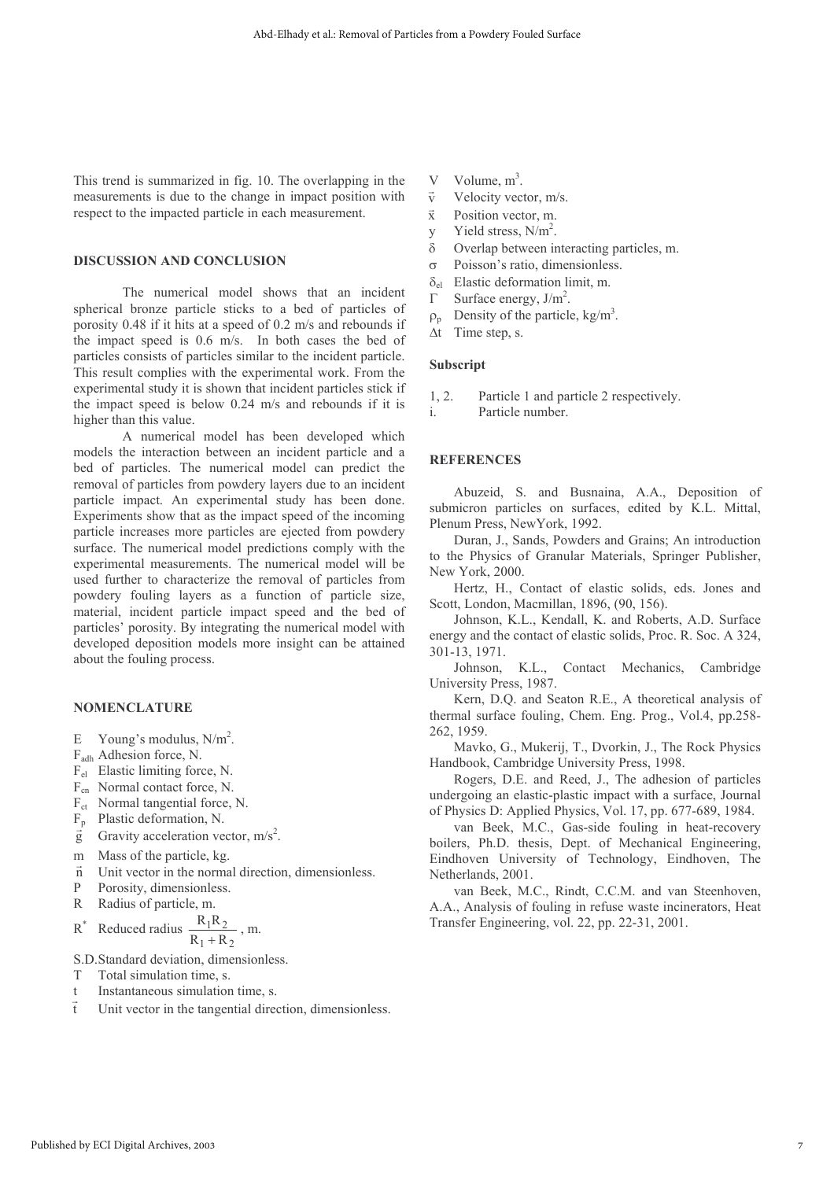This trend is summarized in fig. 10. The overlapping in the measurements is due to the change in impact position with respect to the impacted particle in each measurement.

## DISCUSSION AND CONCLUSION

The numerical model shows that an incident spherical bronze particle sticks to a bed of particles of porosity 0.48 if it hits at a speed of 0.2 m/s and rebounds if the impact speed is 0.6 m/s. In both cases the bed of particles consists of particles similar to the incident particle. This result complies with the experimental work. From the experimental study it is shown that incident particles stick if the impact speed is below 0.24 m/s and rebounds if it is higher than this value.

A numerical model has been developed which models the interaction between an incident particle and a bed of particles. The numerical model can predict the removal of particles from powdery layers due to an incident particle impact. An experimental study has been done. Experiments show that as the impact speed of the incoming particle increases more particles are ejected from powdery surface. The numerical model predictions comply with the experimental measurements. The numerical model will be used further to characterize the removal of particles from powdery fouling layers as a function of particle size, material, incident particle impact speed and the bed of particles' porosity. By integrating the numerical model with developed deposition models more insight can be attained about the fouling process.

## NOMENCLATURE

- $E$ Young's modulus, $N/m^2$.
- $F_{adh}$ Adhesion force, N.
- $F_{el}$ Elastic limiting force, N.
- $F_{cn}$ Normal contact force, N.
- $F_{ct}$ Normal tangential force, N.
- $F_p$ Plastic deformation, N.
- $\vec{g}$ Gravity acceleration vector, $m/s^2$.
- $m$ Mass of the particle, kg.
- $\vec{n}$ Unit vector in the normal direction, dimensionless.
- $P$ Porosity, dimensionless.
- $R$ Radius of particle, m.
- $R^*$ Reduced radius $\frac{R_1 R_2}{R_1 + R_2}$, m.
- S.D. Standard deviation, dimensionless.
- $T$ Total simulation time, s.
- $t$ Instantaneous simulation time, s.
- $\vec{t}$ Unit vector in the tangential direction, dimensionless.
- $V$ Volume, $m^3$.
- $\vec{v}$ Velocity vector, m/s.
- $\vec{x}$ Position vector, m.
- $y$ Yield stress, $N/m^2$.
- $\delta$ Overlap between interacting particles, m.
- $\sigma$ Poisson's ratio, dimensionless.
- $\delta_{el}$ Elastic deformation limit, m.
- $\Gamma$ Surface energy, $J/m^2$.
- $\rho_p$ Density of the particle, $kg/m^3$.
- $\Delta t$ Time step, s.

### Subscript

- 1, 2. Particle 1 and particle 2 respectively.
- i. Particle number.

## REFERENCES

Abuzeid, S. and Busnaina, A.A., Deposition of submicron particles on surfaces, edited by K.L. Mittal, Plenum Press, NewYork, 1992.

Duran, J., Sands, Powders and Grains; An introduction to the Physics of Granular Materials, Springer Publisher, New York, 2000.

Hertz, H., Contact of elastic solids, eds. Jones and Scott, London, Macmillan, 1896, (90, 156).

Johnson, K.L., Kendall, K. and Roberts, A.D. Surface energy and the contact of elastic solids, Proc. R. Soc. A 324, 301-13, 1971.

Johnson, K.L., Contact Mechanics, Cambridge University Press, 1987.

Kern, D.Q. and Seaton R.E., A theoretical analysis of thermal surface fouling, Chem. Eng. Prog., Vol.4, pp.258-262, 1959.

Mavko, G., Mukerij, T., Dvorkin, J., The Rock Physics Handbook, Cambridge University Press, 1998.

Rogers, D.E. and Reed, J., The adhesion of particles undergoing an elastic-plastic impact with a surface, Journal of Physics D: Applied Physics, Vol. 17, pp. 677-689, 1984.

van Beek, M.C., Gas-side fouling in heat-recovery boilers, Ph.D. thesis, Dept. of Mechanical Engineering, Eindhoven University of Technology, Eindhoven, The Netherlands, 2001.

van Beek, M.C., Rindt, C.C.M. and van Steenhoven, A.A., Analysis of fouling in refuse waste incinerators, Heat Transfer Engineering, vol. 22, pp. 22-31, 2001.